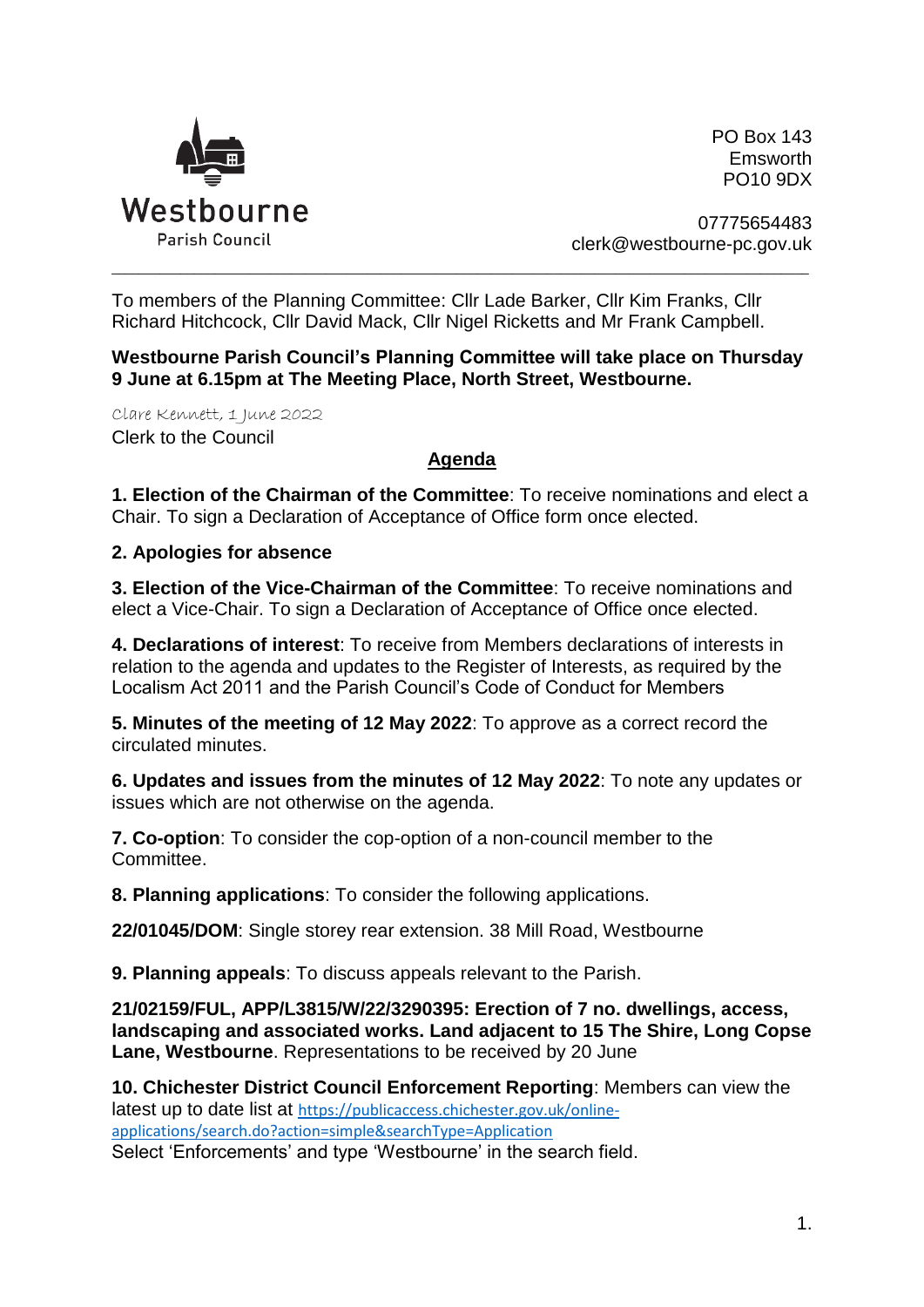Westbourne
Parish Council

PO Box 143
Emsworth
PO10 9DX

07775654483
clerk@westbourne-pc.gov.uk

---

To members of the Planning Committee: Cllr Lade Barker, Cllr Kim Franks, Cllr Richard Hitchcock, Cllr David Mack, Cllr Nigel Ricketts and Mr Frank Campbell.

**Westbourne Parish Council's Planning Committee will take place on Thursday 9 June at 6.15pm at The Meeting Place, North Street, Westbourne.**

*Clare Kennett, 1 June 2022*
Clerk to the Council

## Agenda

**1. Election of the Chairman of the Committee**: To receive nominations and elect a Chair. To sign a Declaration of Acceptance of Office form once elected.

**2. Apologies for absence**

**3. Election of the Vice-Chairman of the Committee**: To receive nominations and elect a Vice-Chair. To sign a Declaration of Acceptance of Office once elected.

**4. Declarations of interest**: To receive from Members declarations of interests in relation to the agenda and updates to the Register of Interests, as required by the Localism Act 2011 and the Parish Council's Code of Conduct for Members

**5. Minutes of the meeting of 12 May 2022**: To approve as a correct record the circulated minutes.

**6. Updates and issues from the minutes of 12 May 2022**: To note any updates or issues which are not otherwise on the agenda.

**7. Co-option**: To consider the cop-option of a non-council member to the Committee.

**8. Planning applications**: To consider the following applications.

**22/01045/DOM**: Single storey rear extension. 38 Mill Road, Westbourne

**9. Planning appeals**: To discuss appeals relevant to the Parish.

**21/02159/FUL, APP/L3815/W/22/3290395: Erection of 7 no. dwellings, access, landscaping and associated works. Land adjacent to 15 The Shire, Long Copse Lane, Westbourne**. Representations to be received by 20 June

**10. Chichester District Council Enforcement Reporting**: Members can view the latest up to date list at https://publicaccess.chichester.gov.uk/online-applications/search.do?action=simple&searchType=Application
Select 'Enforcements' and type 'Westbourne' in the search field.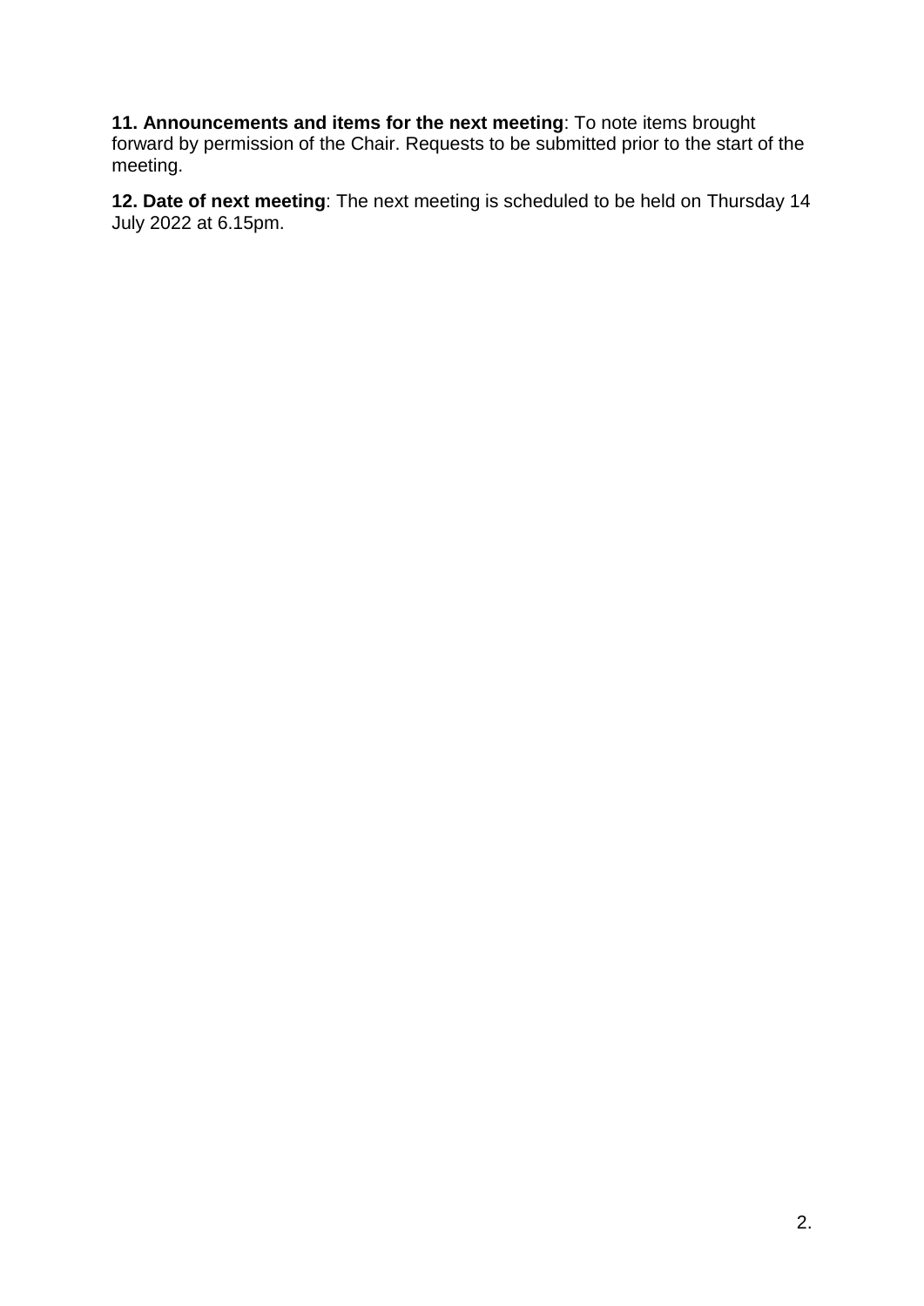**11. Announcements and items for the next meeting**: To note items brought forward by permission of the Chair. Requests to be submitted prior to the start of the meeting.

**12. Date of next meeting**: The next meeting is scheduled to be held on Thursday 14 July 2022 at 6.15pm.